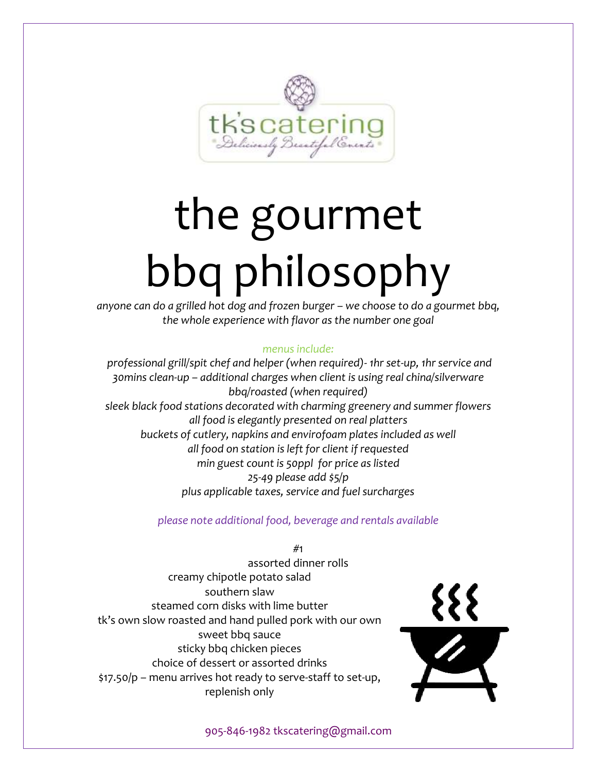tk's catering

Deliciously Beautiful Events

# the gourmet bbq philosophy

*anyone can do a grilled hot dog and frozen burger – we choose to do a gourmet bbq, the whole experience with flavor as the number one goal*

*menus include:*

*professional grill/spit chef and helper (when required)- 1hr set-up, 1hr service and 30mins clean-up – additional charges when client is using real china/silverware bbq/roasted (when required)*
*sleek black food stations decorated with charming greenery and summer flowers*
*all food is elegantly presented on real platters*
*buckets of cutlery, napkins and envirofoam plates included as well*
*all food on station is left for client if requested*
*min guest count is 50ppl for price as listed*
*25-49 please add $5/p*
*plus applicable taxes, service and fuel surcharges*

*please note additional food, beverage and rentals available*

#1

assorted dinner rolls
creamy chipotle potato salad
southern slaw
steamed corn disks with lime butter
tk's own slow roasted and hand pulled pork with our own sweet bbq sauce
sticky bbq chicken pieces
choice of dessert or assorted drinks
$17.50/p – menu arrives hot ready to serve-staff to set-up, replenish only

905-846-1982 tkscatering@gmail.com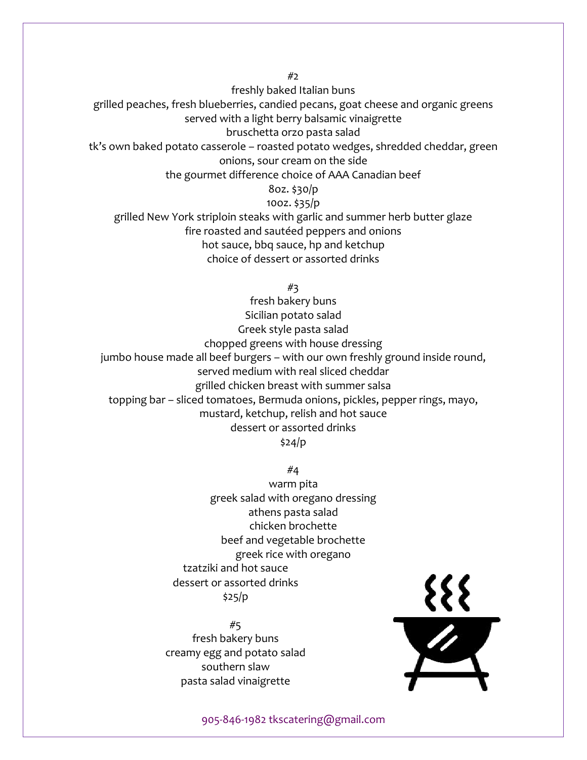#2

freshly baked Italian buns

grilled peaches, fresh blueberries, candied pecans, goat cheese and organic greens served with a light berry balsamic vinaigrette

bruschetta orzo pasta salad

tk's own baked potato casserole – roasted potato wedges, shredded cheddar, green onions, sour cream on the side

the gourmet difference choice of AAA Canadian beef

8oz. $30/p

10oz. $35/p

grilled New York striploin steaks with garlic and summer herb butter glaze

fire roasted and sautéed peppers and onions

hot sauce, bbq sauce, hp and ketchup

choice of dessert or assorted drinks

#3

fresh bakery buns

Sicilian potato salad

Greek style pasta salad

chopped greens with house dressing

jumbo house made all beef burgers – with our own freshly ground inside round, served medium with real sliced cheddar

grilled chicken breast with summer salsa

topping bar – sliced tomatoes, Bermuda onions, pickles, pepper rings, mayo, mustard, ketchup, relish and hot sauce

dessert or assorted drinks

$24/p

#4

warm pita

greek salad with oregano dressing

athens pasta salad

chicken brochette

beef and vegetable brochette

greek rice with oregano

tzatziki and hot sauce

dessert or assorted drinks

$25/p

#5

fresh bakery buns

creamy egg and potato salad

southern slaw

pasta salad vinaigrette

905-846-1982 tkscatering@gmail.com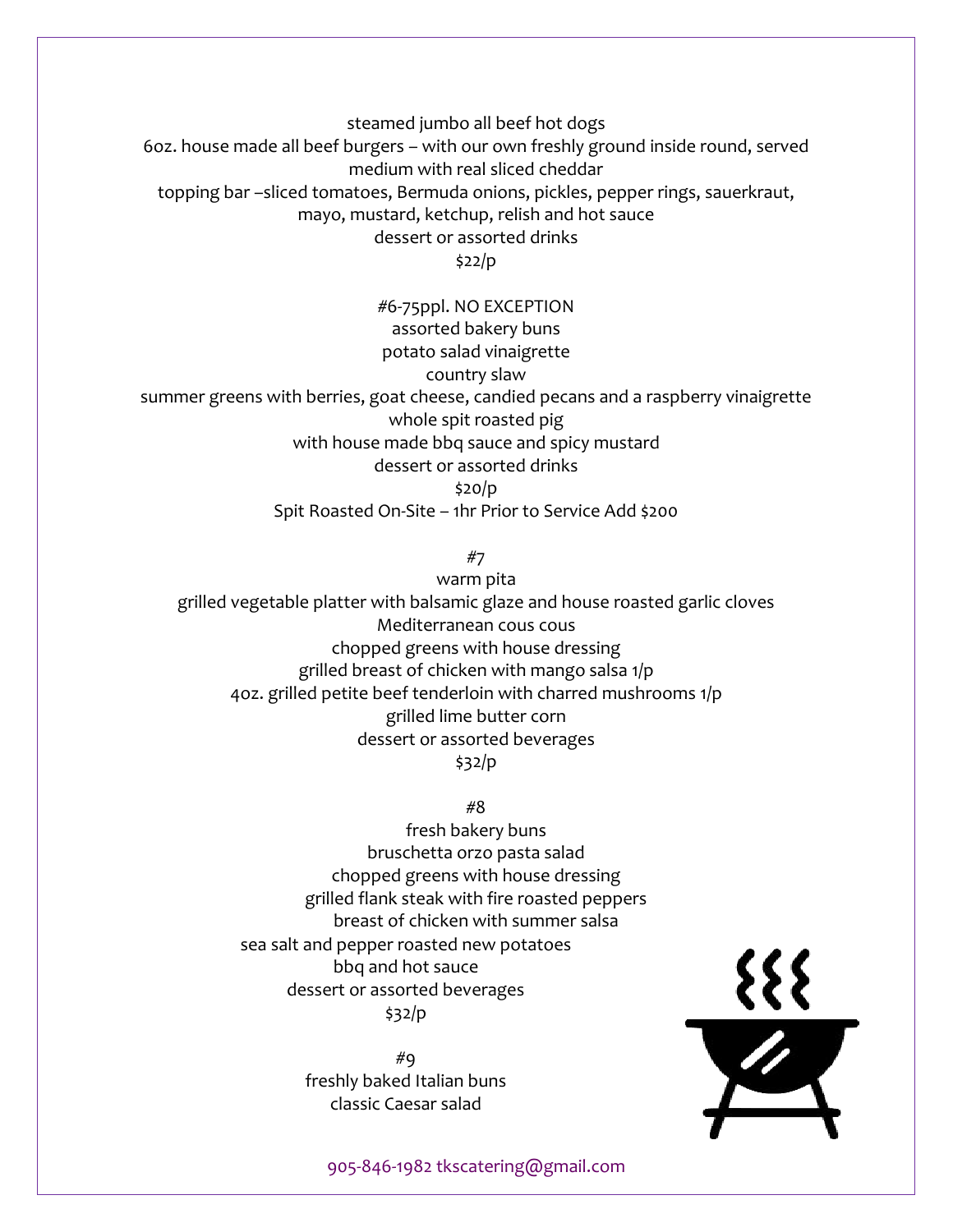steamed jumbo all beef hot dogs
6oz. house made all beef burgers – with our own freshly ground inside round, served medium with real sliced cheddar
topping bar –sliced tomatoes, Bermuda onions, pickles, pepper rings, sauerkraut, mayo, mustard, ketchup, relish and hot sauce
dessert or assorted drinks
$22/p

#6-75ppl. NO EXCEPTION
assorted bakery buns
potato salad vinaigrette
country slaw
summer greens with berries, goat cheese, candied pecans and a raspberry vinaigrette
whole spit roasted pig
with house made bbq sauce and spicy mustard
dessert or assorted drinks
$20/p
Spit Roasted On-Site – 1hr Prior to Service Add $200

#7
warm pita
grilled vegetable platter with balsamic glaze and house roasted garlic cloves
Mediterranean cous cous
chopped greens with house dressing
grilled breast of chicken with mango salsa 1/p
4oz. grilled petite beef tenderloin with charred mushrooms 1/p
grilled lime butter corn
dessert or assorted beverages
$32/p

#8
fresh bakery buns
bruschetta orzo pasta salad
chopped greens with house dressing
grilled flank steak with fire roasted peppers
breast of chicken with summer salsa
sea salt and pepper roasted new potatoes
bbq and hot sauce
dessert or assorted beverages
$32/p

#9
freshly baked Italian buns
classic Caesar salad

905-846-1982 tkscatering@gmail.com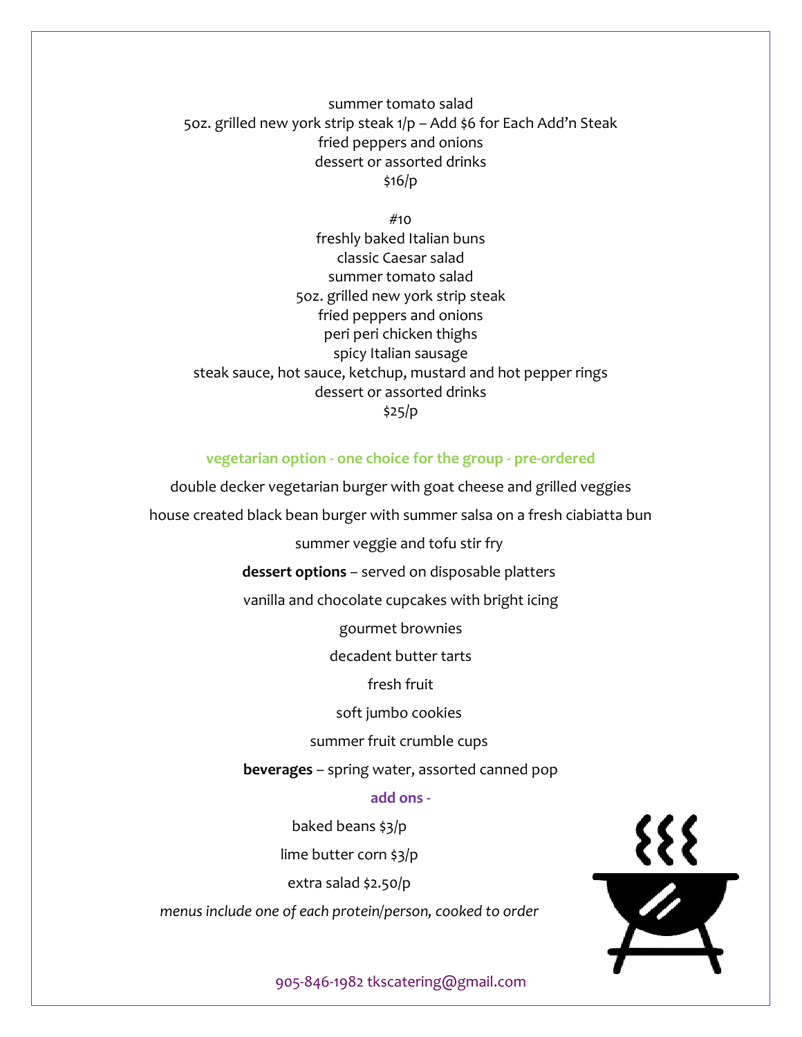summer tomato salad
5oz. grilled new york strip steak 1/p – Add $6 for Each Add'n Steak
fried peppers and onions
dessert or assorted drinks
$16/p

#10
freshly baked Italian buns
classic Caesar salad
summer tomato salad
5oz. grilled new york strip steak
fried peppers and onions
peri peri chicken thighs
spicy Italian sausage
steak sauce, hot sauce, ketchup, mustard and hot pepper rings
dessert or assorted drinks
$25/p

**vegetarian option - one choice for the group - pre-ordered**

double decker vegetarian burger with goat cheese and grilled veggies

house created black bean burger with summer salsa on a fresh ciabiatta bun

summer veggie and tofu stir fry

**dessert options** – served on disposable platters

vanilla and chocolate cupcakes with bright icing

gourmet brownies

decadent butter tarts

fresh fruit

soft jumbo cookies

summer fruit crumble cups

**beverages** – spring water, assorted canned pop

**add ons -**

baked beans $3/p

lime butter corn $3/p

extra salad $2.50/p

*menus include one of each protein/person, cooked to order*

905-846-1982 tkscatering@gmail.com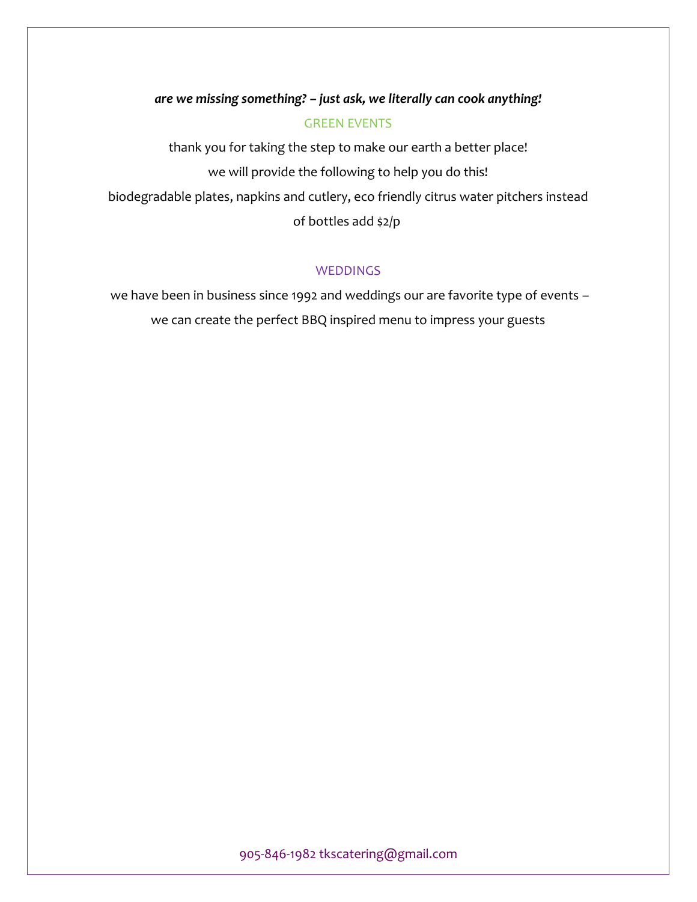***are we missing something? – just ask, we literally can cook anything!***

## GREEN EVENTS

thank you for taking the step to make our earth a better place!

we will provide the following to help you do this!

biodegradable plates, napkins and cutlery, eco friendly citrus water pitchers instead of bottles add $2/p

## WEDDINGS

we have been in business since 1992 and weddings our are favorite type of events – we can create the perfect BBQ inspired menu to impress your guests

905-846-1982 tkscatering@gmail.com